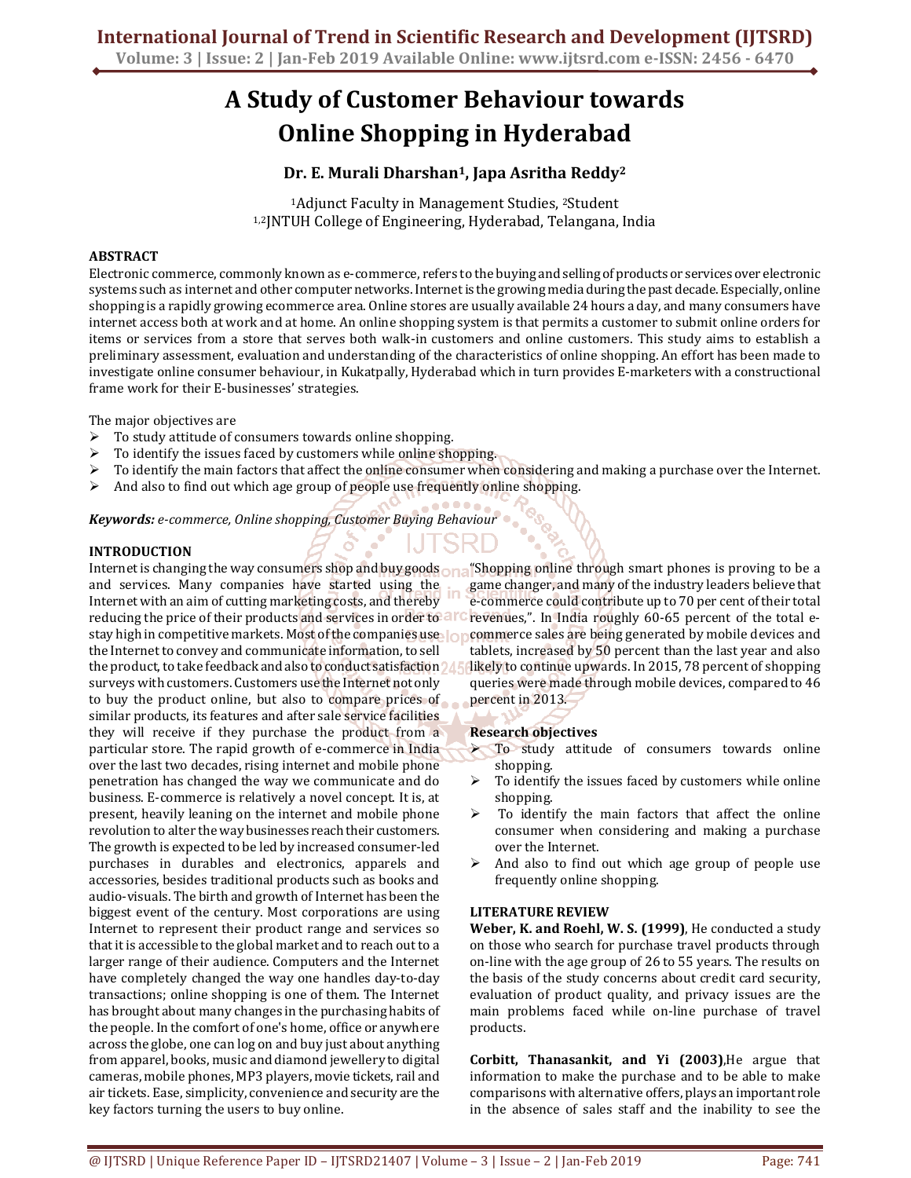# A Study of Customer Behaviour towards Online Shopping in Hyderabad

**Dr. E. Murali Dharshan[1], Japa Asritha Reddy[2]**

[1]Adjunct Faculty in Management Studies, [2]Student
[1,2]JNTUH College of Engineering, Hyderabad, Telangana, India

## ABSTRACT

Electronic commerce, commonly known as e-commerce, refers to the buying and selling of products or services over electronic systems such as internet and other computer networks. Internet is the growing media during the past decade. Especially, online shopping is a rapidly growing ecommerce area. Online stores are usually available 24 hours a day, and many consumers have internet access both at work and at home. An online shopping system is that permits a customer to submit online orders for items or services from a store that serves both walk-in customers and online customers. This study aims to establish a preliminary assessment, evaluation and understanding of the characteristics of online shopping. An effort has been made to investigate online consumer behaviour, in Kukatpally, Hyderabad which in turn provides E-marketers with a constructional frame work for their E-businesses' strategies.

The major objectives are

- To study attitude of consumers towards online shopping.
- To identify the issues faced by customers while online shopping.
- To identify the main factors that affect the online consumer when considering and making a purchase over the Internet.
- And also to find out which age group of people use frequently online shopping.

***Keywords:*** *e-commerce, Online shopping, Customer Buying Behaviour*

## INTRODUCTION

Internet is changing the way consumers shop and buy goods and services. Many companies have started using the Internet with an aim of cutting marketing costs, and thereby reducing the price of their products and services in order to stay high in competitive markets. Most of the companies use the Internet to convey and communicate information, to sell the product, to take feedback and also to conduct satisfaction surveys with customers. Customers use the Internet not only to buy the product online, but also to compare prices of similar products, its features and after sale service facilities they will receive if they purchase the product from a particular store. The rapid growth of e-commerce in India over the last two decades, rising internet and mobile phone penetration has changed the way we communicate and do business. E-commerce is relatively a novel concept. It is, at present, heavily leaning on the internet and mobile phone revolution to alter the way businesses reach their customers. The growth is expected to be led by increased consumer-led purchases in durables and electronics, apparels and accessories, besides traditional products such as books and audio-visuals. The birth and growth of Internet has been the biggest event of the century. Most corporations are using Internet to represent their product range and services so that it is accessible to the global market and to reach out to a larger range of their audience. Computers and the Internet have completely changed the way one handles day-to-day transactions; online shopping is one of them. The Internet has brought about many changes in the purchasing habits of the people. In the comfort of one's home, office or anywhere across the globe, one can log on and buy just about anything from apparel, books, music and diamond jewellery to digital cameras, mobile phones, MP3 players, movie tickets, rail and air tickets. Ease, simplicity, convenience and security are the key factors turning the users to buy online.

"Shopping online through smart phones is proving to be a game changer, and many of the industry leaders believe that e-commerce could contribute up to 70 per cent of their total revenues,". In India roughly 60-65 percent of the total e-commerce sales are being generated by mobile devices and tablets, increased by 50 percent than the last year and also likely to continue upwards. In 2015, 78 percent of shopping queries were made through mobile devices, compared to 46 percent in 2013.

### Research objectives

- To study attitude of consumers towards online shopping.
- To identify the issues faced by customers while online shopping.
- To identify the main factors that affect the online consumer when considering and making a purchase over the Internet.
- And also to find out which age group of people use frequently online shopping.

## LITERATURE REVIEW

**Weber, K. and Roehl, W. S. (1999)**, He conducted a study on those who search for purchase travel products through on-line with the age group of 26 to 55 years. The results on the basis of the study concerns about credit card security, evaluation of product quality, and privacy issues are the main problems faced while on-line purchase of travel products.

**Corbitt, Thanasankit, and Yi (2003)**,He argue that information to make the purchase and to be able to make comparisons with alternative offers, plays an important role in the absence of sales staff and the inability to see the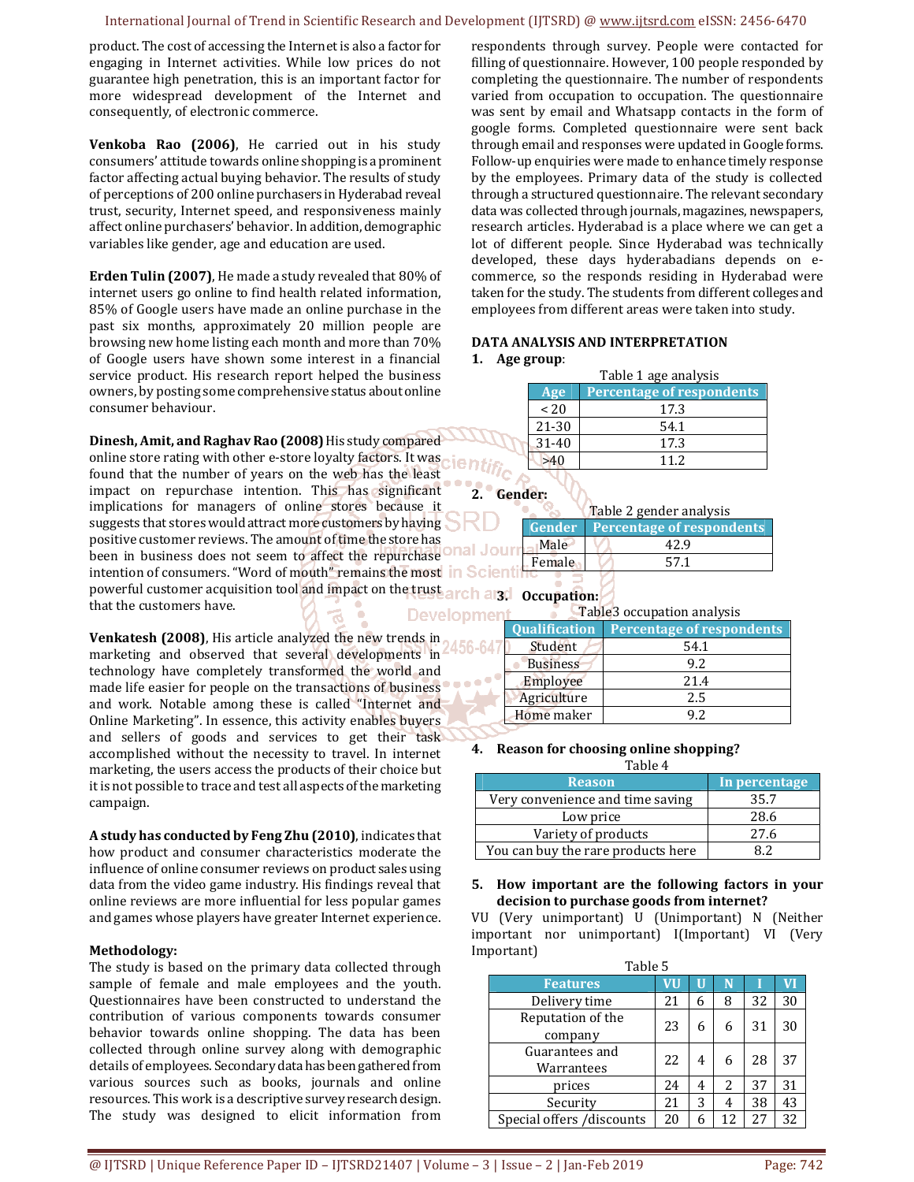product. The cost of accessing the Internet is also a factor for engaging in Internet activities. While low prices do not guarantee high penetration, this is an important factor for more widespread development of the Internet and consequently, of electronic commerce.

**Venkoba Rao (2006)**, He carried out in his study consumers' attitude towards online shopping is a prominent factor affecting actual buying behavior. The results of study of perceptions of 200 online purchasers in Hyderabad reveal trust, security, Internet speed, and responsiveness mainly affect online purchasers' behavior. In addition, demographic variables like gender, age and education are used.

**Erden Tulin (2007)**, He made a study revealed that 80% of internet users go online to find health related information, 85% of Google users have made an online purchase in the past six months, approximately 20 million people are browsing new home listing each month and more than 70% of Google users have shown some interest in a financial service product. His research report helped the business owners, by posting some comprehensive status about online consumer behaviour.

**Dinesh, Amit, and Raghav Rao (2008)** His study compared online store rating with other e-store loyalty factors. It was found that the number of years on the web has the least impact on repurchase intention. This has significant implications for managers of online stores because it suggests that stores would attract more customers by having positive customer reviews. The amount of time the store has been in business does not seem to affect the repurchase intention of consumers. "Word of mouth" remains the most powerful customer acquisition tool and impact on the trust that the customers have.

**Venkatesh (2008)**, His article analyzed the new trends in marketing and observed that several developments in technology have completely transformed the world and made life easier for people on the transactions of business and work. Notable among these is called "Internet and Online Marketing". In essence, this activity enables buyers and sellers of goods and services to get their task accomplished without the necessity to travel. In internet marketing, the users access the products of their choice but it is not possible to trace and test all aspects of the marketing campaign.

**A study has conducted by Feng Zhu (2010)**, indicates that how product and consumer characteristics moderate the influence of online consumer reviews on product sales using data from the video game industry. His findings reveal that online reviews are more influential for less popular games and games whose players have greater Internet experience.

**Methodology:**

The study is based on the primary data collected through sample of female and male employees and the youth. Questionnaires have been constructed to understand the contribution of various components towards consumer behavior towards online shopping. The data has been collected through online survey along with demographic details of employees. Secondary data has been gathered from various sources such as books, journals and online resources. This work is a descriptive survey research design. The study was designed to elicit information from respondents through survey. People were contacted for filling of questionnaire. However, 100 people responded by completing the questionnaire. The number of respondents varied from occupation to occupation. The questionnaire was sent by email and Whatsapp contacts in the form of google forms. Completed questionnaire were sent back through email and responses were updated in Google forms. Follow-up enquiries were made to enhance timely response by the employees. Primary data of the study is collected through a structured questionnaire. The relevant secondary data was collected through journals, magazines, newspapers, research articles. Hyderabad is a place where we can get a lot of different people. Since Hyderabad was technically developed, these days hyderabadians depends on e-commerce, so the responds residing in Hyderabad were taken for the study. The students from different colleges and employees from different areas were taken into study.

**DATA ANALYSIS AND INTERPRETATION**

1. **Age group**:

Table 1 age analysis

| Age | Percentage of respondents |
|---|---|
| < 20 | 17.3 |
| 21-30 | 54.1 |
| 31-40 | 17.3 |
| >40 | 11.2 |

2. **Gender:**

Table 2 gender analysis

| Gender | Percentage of respondents |
|---|---|
| Male | 42.9 |
| Female | 57.1 |

3. **Occupation:**

Table3 occupation analysis

| Qualification | Percentage of respondents |
|---|---|
| Student | 54.1 |
| Business | 9.2 |
| Employee | 21.4 |
| Agriculture | 2.5 |
| Home maker | 9.2 |

4. **Reason for choosing online shopping?**

Table 4

| Reason | In percentage |
|---|---|
| Very convenience and time saving | 35.7 |
| Low price | 28.6 |
| Variety of products | 27.6 |
| You can buy the rare products here | 8.2 |

5. **How important are the following factors in your decision to purchase goods from internet?**

VU (Very unimportant) U (Unimportant) N (Neither important nor unimportant) I(Important) VI (Very Important)

Table 5

| Features | VU | U | N | I | VI |
|---|---|---|---|---|---|
| Delivery time | 21 | 6 | 8 | 32 | 30 |
| Reputation of the company | 23 | 6 | 6 | 31 | 30 |
| Guarantees and Warrantees | 22 | 4 | 6 | 28 | 37 |
| prices | 24 | 4 | 2 | 37 | 31 |
| Security | 21 | 3 | 4 | 38 | 43 |
| Special offers /discounts | 20 | 6 | 12 | 27 | 32 |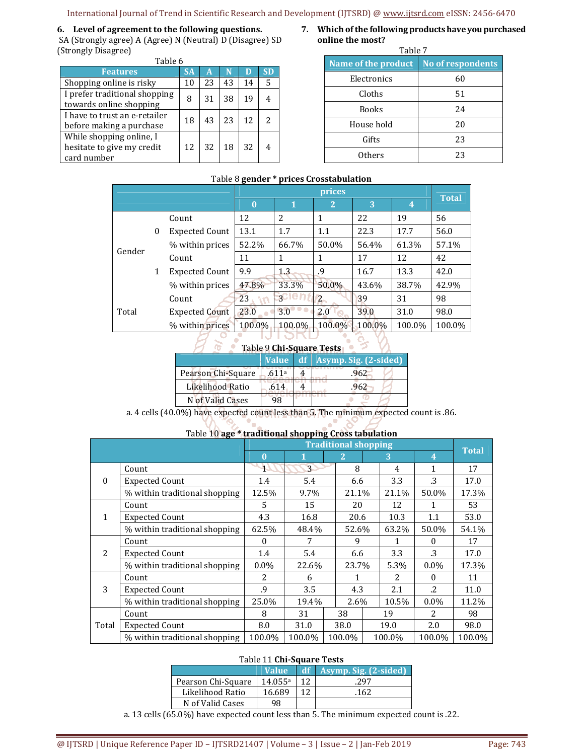6. **Level of agreement to the following questions.**
SA (Strongly agree) A (Agree) N (Neutral) D (Disagree) SD (Strongly Disagree)

Table 6

| Features | SA | A | N | D | SD |
|---|---|---|---|---|---|
| Shopping online is risky | 10 | 23 | 43 | 14 | 5 |
| I prefer traditional shopping towards online shopping | 8 | 31 | 38 | 19 | 4 |
| I have to trust an e-retailer before making a purchase | 18 | 43 | 23 | 12 | 2 |
| While shopping online, I hesitate to give my credit card number | 12 | 32 | 18 | 32 | 4 |

7. **Which of the following products have you purchased online the most?**

Table 7

| Name of the product | No of respondents |
|---|---|
| Electronics | 60 |
| Cloths | 51 |
| Books | 24 |
| House hold | 20 |
| Gifts | 23 |
| Others | 23 |

Table 8 **gender * prices Crosstabulation**

| | | | prices | | | | | Total |
|---|---|---|---|---|---|---|---|---|
| | | | 0 | 1 | 2 | 3 | 4 | |
| Gender | 0 | Count | 12 | 2 | 1 | 22 | 19 | 56 |
| | | Expected Count | 13.1 | 1.7 | 1.1 | 22.3 | 17.7 | 56.0 |
| | | % within prices | 52.2% | 66.7% | 50.0% | 56.4% | 61.3% | 57.1% |
| | 1 | Count | 11 | 1 | 1 | 17 | 12 | 42 |
| | | Expected Count | 9.9 | 1.3 | .9 | 16.7 | 13.3 | 42.0 |
| | | % within prices | 47.8% | 33.3% | 50.0% | 43.6% | 38.7% | 42.9% |
| Total | | Count | 23 | 3 | 2 | 39 | 31 | 98 |
| | | Expected Count | 23.0 | 3.0 | 2.0 | 39.0 | 31.0 | 98.0 |
| | | % within prices | 100.0% | 100.0% | 100.0% | 100.0% | 100.0% | 100.0% |

Table 9 **Chi-Square Tests**

| | Value | df | Asymp. Sig. (2-sided) |
|---|---|---|---|
| Pearson Chi-Square | .611[a] | 4 | .962 |
| Likelihood Ratio | .614 | 4 | .962 |
| N of Valid Cases | 98 | | |

a. 4 cells (40.0%) have expected count less than 5. The minimum expected count is .86.

Table 10 **age * traditional shopping Cross tabulation**

| | | Traditional shopping | | | | | Total |
|---|---|---|---|---|---|---|---|
| | | 0 | 1 | 2 | 3 | 4 | |
| 0 | Count | 1 | 3 | 8 | 4 | 1 | 17 |
| | Expected Count | 1.4 | 5.4 | 6.6 | 3.3 | .3 | 17.0 |
| | % within traditional shopping | 12.5% | 9.7% | 21.1% | 21.1% | 50.0% | 17.3% |
| 1 | Count | 5 | 15 | 20 | 12 | 1 | 53 |
| | Expected Count | 4.3 | 16.8 | 20.6 | 10.3 | 1.1 | 53.0 |
| | % within traditional shopping | 62.5% | 48.4% | 52.6% | 63.2% | 50.0% | 54.1% |
| 2 | Count | 0 | 7 | 9 | 1 | 0 | 17 |
| | Expected Count | 1.4 | 5.4 | 6.6 | 3.3 | .3 | 17.0 |
| | % within traditional shopping | 0.0% | 22.6% | 23.7% | 5.3% | 0.0% | 17.3% |
| 3 | Count | 2 | 6 | 1 | 2 | 0 | 11 |
| | Expected Count | .9 | 3.5 | 4.3 | 2.1 | .2 | 11.0 |
| | % within traditional shopping | 25.0% | 19.4% | 2.6% | 10.5% | 0.0% | 11.2% |
| Total | Count | 8 | 31 | 38 | 19 | 2 | 98 |
| | Expected Count | 8.0 | 31.0 | 38.0 | 19.0 | 2.0 | 98.0 |
| | % within traditional shopping | 100.0% | 100.0% | 100.0% | 100.0% | 100.0% | 100.0% |

Table 11 **Chi-Square Tests**

| | Value | df | Asymp. Sig. (2-sided) |
|---|---|---|---|
| Pearson Chi-Square | 14.055[a] | 12 | .297 |
| Likelihood Ratio | 16.689 | 12 | .162 |
| N of Valid Cases | 98 | | |

a. 13 cells (65.0%) have expected count less than 5. The minimum expected count is .22.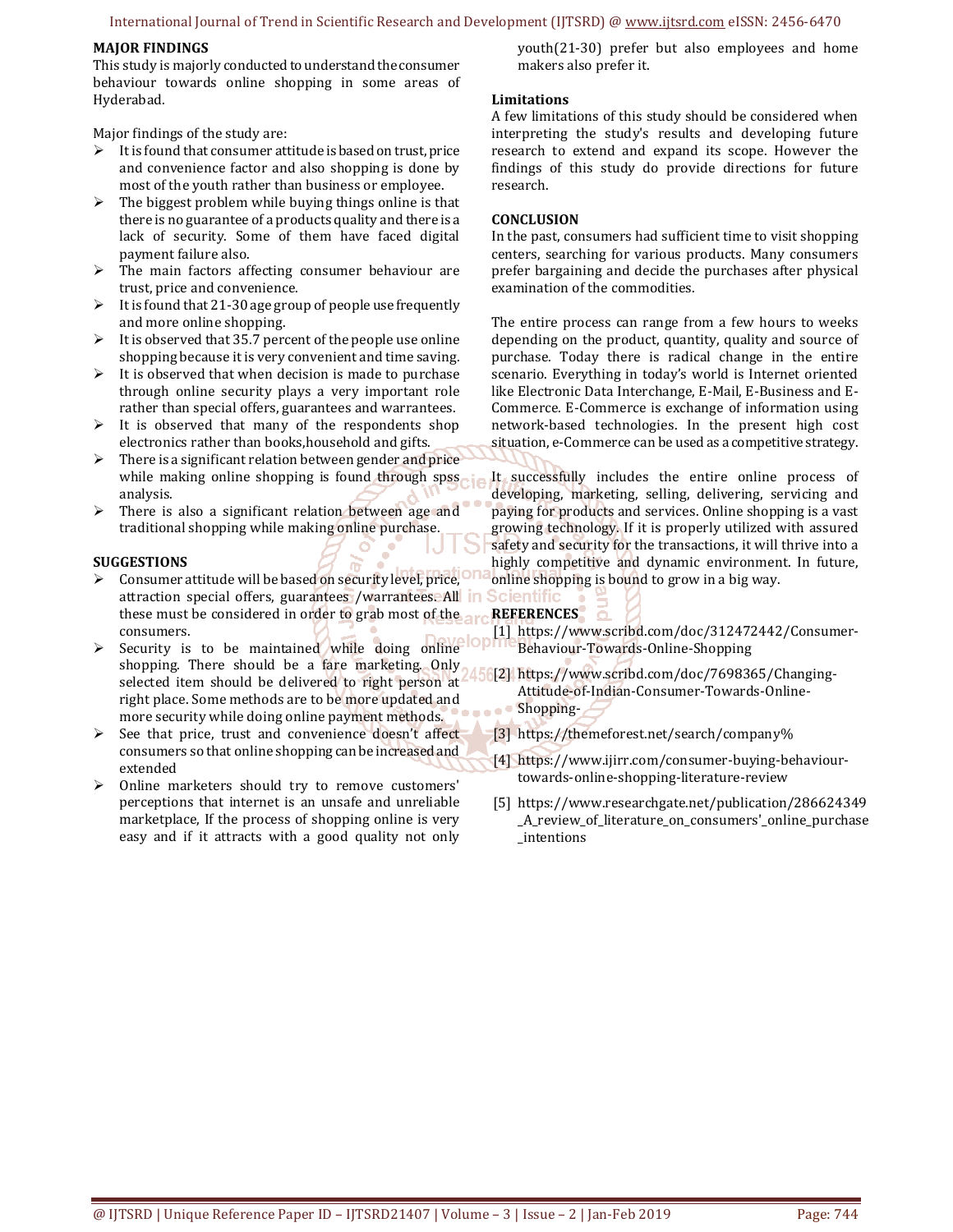## MAJOR FINDINGS

This study is majorly conducted to understand the consumer behaviour towards online shopping in some areas of Hyderabad.

Major findings of the study are:

- It is found that consumer attitude is based on trust, price and convenience factor and also shopping is done by most of the youth rather than business or employee.
- The biggest problem while buying things online is that there is no guarantee of a products quality and there is a lack of security. Some of them have faced digital payment failure also.
- The main factors affecting consumer behaviour are trust, price and convenience.
- It is found that 21-30 age group of people use frequently and more online shopping.
- It is observed that 35.7 percent of the people use online shopping because it is very convenient and time saving.
- It is observed that when decision is made to purchase through online security plays a very important role rather than special offers, guarantees and warrantees.
- It is observed that many of the respondents shop electronics rather than books,household and gifts.
- There is a significant relation between gender and price while making online shopping is found through spss analysis.
- There is also a significant relation between age and traditional shopping while making online purchase.

## SUGGESTIONS

- Consumer attitude will be based on security level, price, attraction special offers, guarantees /warrantees. All these must be considered in order to grab most of the consumers.
- Security is to be maintained while doing online shopping. There should be a fare marketing. Only selected item should be delivered to right person at right place. Some methods are to be more updated and more security while doing online payment methods.
- See that price, trust and convenience doesn't affect consumers so that online shopping can be increased and extended
- Online marketers should try to remove customers' perceptions that internet is an unsafe and unreliable marketplace, If the process of shopping online is very easy and if it attracts with a good quality not only youth(21-30) prefer but also employees and home makers also prefer it.

## Limitations

A few limitations of this study should be considered when interpreting the study's results and developing future research to extend and expand its scope. However the findings of this study do provide directions for future research.

## CONCLUSION

In the past, consumers had sufficient time to visit shopping centers, searching for various products. Many consumers prefer bargaining and decide the purchases after physical examination of the commodities.

The entire process can range from a few hours to weeks depending on the product, quantity, quality and source of purchase. Today there is radical change in the entire scenario. Everything in today's world is Internet oriented like Electronic Data Interchange, E-Mail, E-Business and E-Commerce. E-Commerce is exchange of information using network-based technologies. In the present high cost situation, e-Commerce can be used as a competitive strategy.

It successfully includes the entire online process of developing, marketing, selling, delivering, servicing and paying for products and services. Online shopping is a vast growing technology. If it is properly utilized with assured safety and security for the transactions, it will thrive into a highly competitive and dynamic environment. In future, online shopping is bound to grow in a big way.

## REFERENCES

[1] https://www.scribd.com/doc/312472442/Consumer-Behaviour-Towards-Online-Shopping

[2] https://www.scribd.com/doc/7698365/Changing-Attitude-of-Indian-Consumer-Towards-Online-Shopping-

[3] https://themeforest.net/search/company%

[4] https://www.ijirr.com/consumer-buying-behaviour-towards-online-shopping-literature-review

[5] https://www.researchgate.net/publication/286624349_A_review_of_literature_on_consumers'_online_purchase_intentions